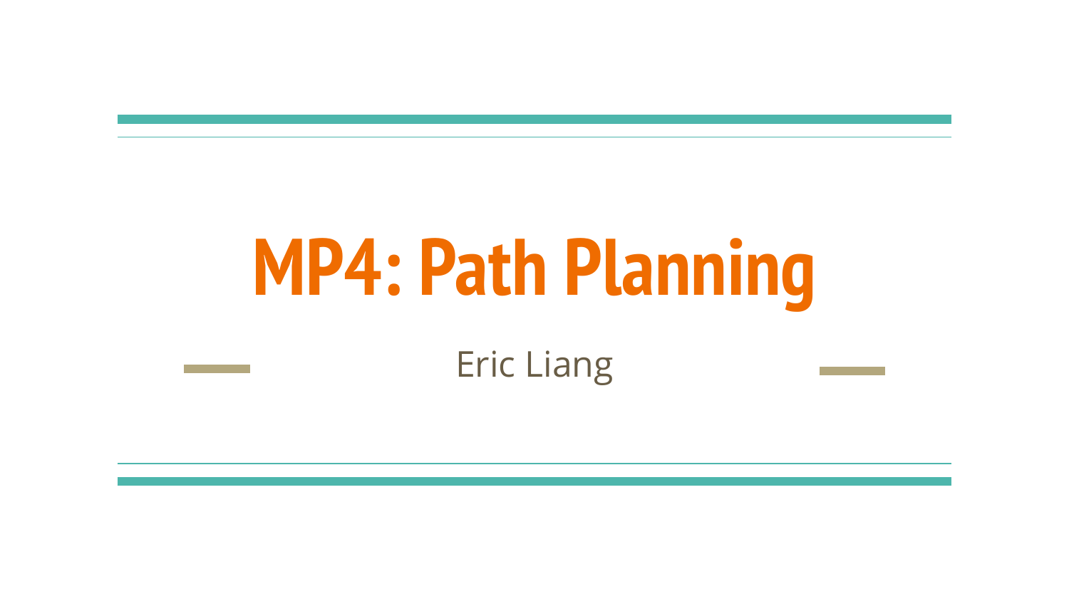# MP4: Path Planning

Eric Liang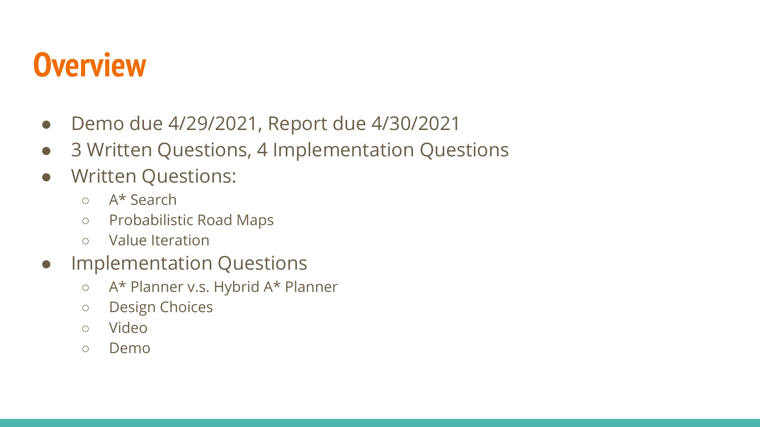# Overview

- Demo due 4/29/2021, Report due 4/30/2021
- 3 Written Questions, 4 Implementation Questions
- Written Questions:
  - A* Search
  - Probabilistic Road Maps
  - Value Iteration
- Implementation Questions
  - A* Planner v.s. Hybrid A* Planner
  - Design Choices
  - Video
  - Demo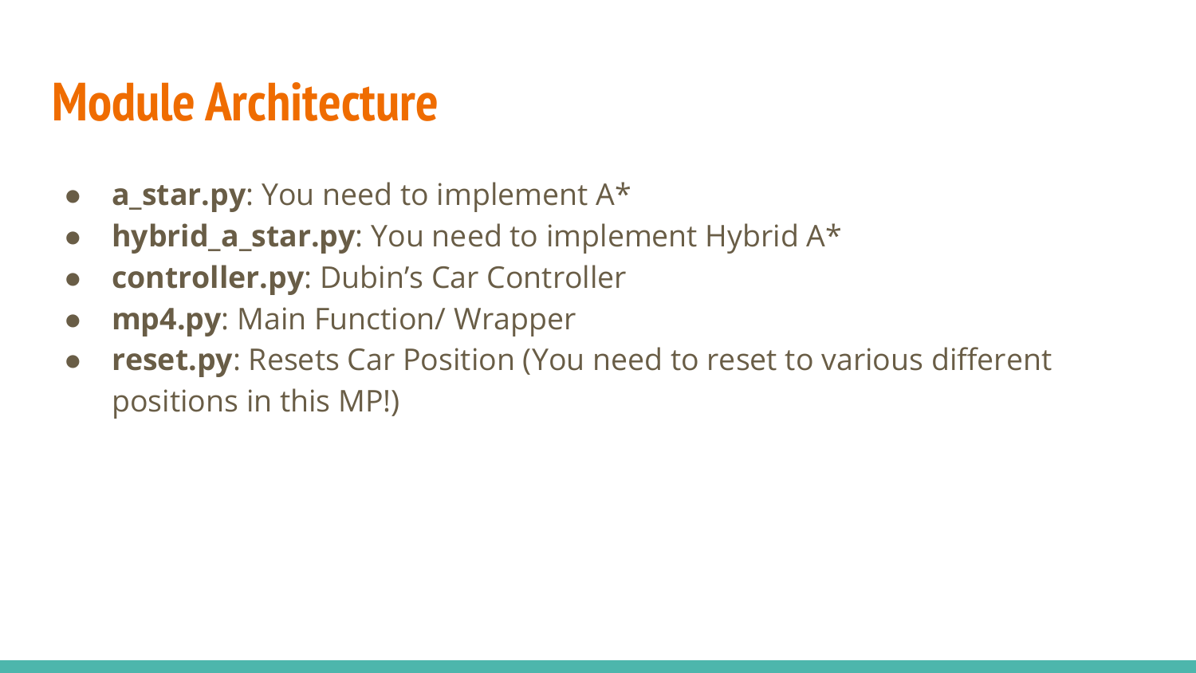# Module Architecture

- **a_star.py**: You need to implement A*
- **hybrid_a_star.py**: You need to implement Hybrid A*
- **controller.py**: Dubin's Car Controller
- **mp4.py**: Main Function/ Wrapper
- **reset.py**: Resets Car Position (You need to reset to various different positions in this MP!)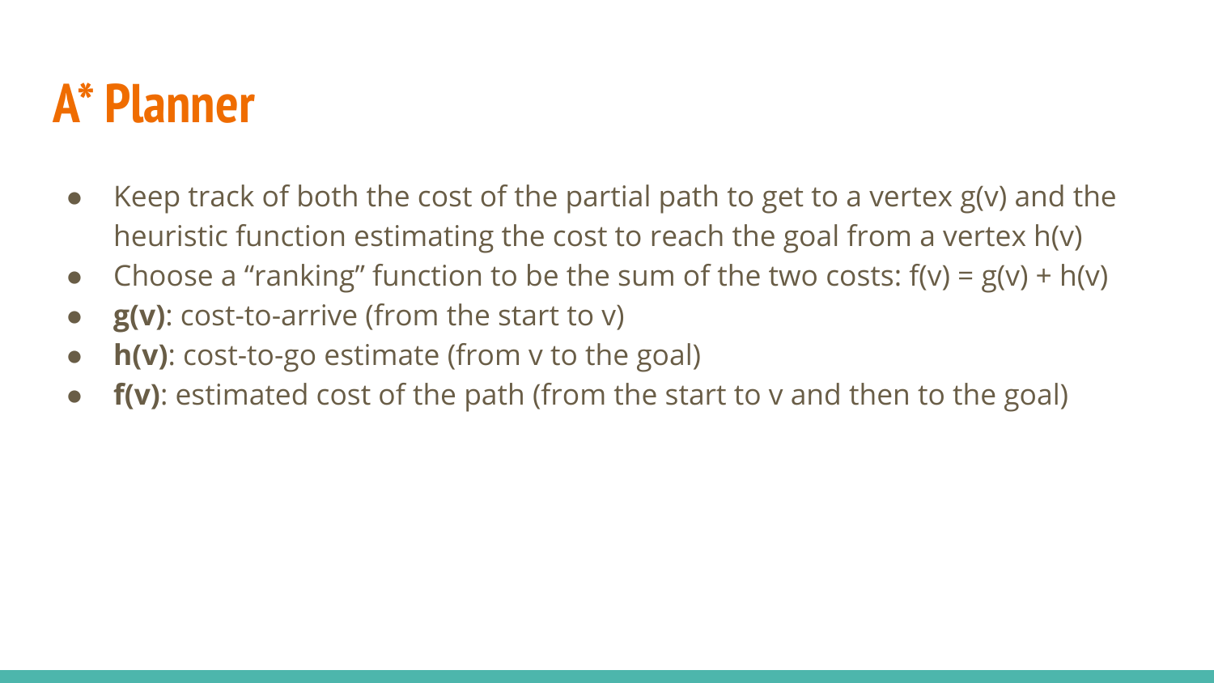# A* Planner

- Keep track of both the cost of the partial path to get to a vertex $g(v)$ and the heuristic function estimating the cost to reach the goal from a vertex $h(v)$
- Choose a "ranking" function to be the sum of the two costs: $f(v) = g(v) + h(v)$
- **$g(v)$**: cost-to-arrive (from the start to v)
- **$h(v)$**: cost-to-go estimate (from v to the goal)
- **$f(v)$**: estimated cost of the path (from the start to v and then to the goal)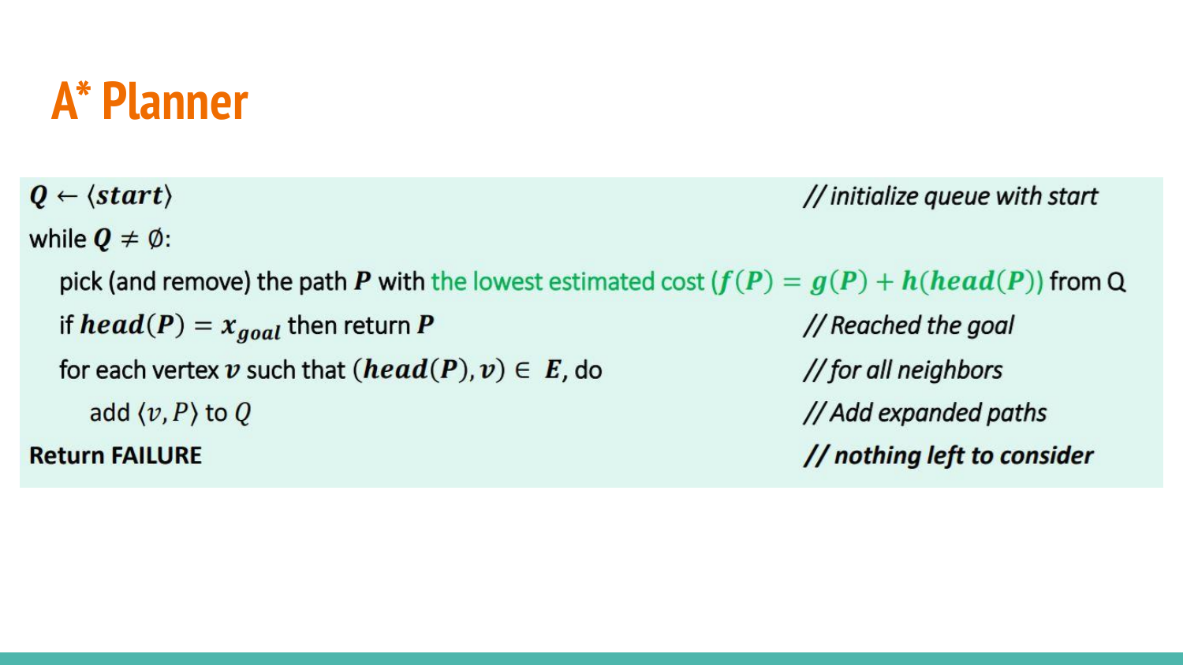# A* Planner

```
Q ← ⟨start⟩                                                          // initialize queue with start
while Q ≠ ∅:
    pick (and remove) the path P with the lowest estimated cost (f(P) = g(P) + h(head(P))) from Q
    if head(P) = x_goal then return P                                // Reached the goal
    for each vertex v such that (head(P), v) ∈ E, do                 // for all neighbors
        add ⟨v, P⟩ to Q                                              // Add expanded paths
Return FAILURE                                                       // nothing left to consider
```

$Q \leftarrow \langle start \rangle$ *// initialize queue with start*

while $Q \neq \emptyset$:

- pick (and remove) the path $P$ with the lowest estimated cost ($f(P) = g(P) + h(head(P))$) from Q
- if $head(P) = x_{goal}$ then return $P$ *// Reached the goal*
- for each vertex $v$ such that $(head(P), v) \in E$, do *// for all neighbors*
  - add $\langle v, P \rangle$ to $Q$ *// Add expanded paths*

**Return FAILURE** ***// nothing left to consider***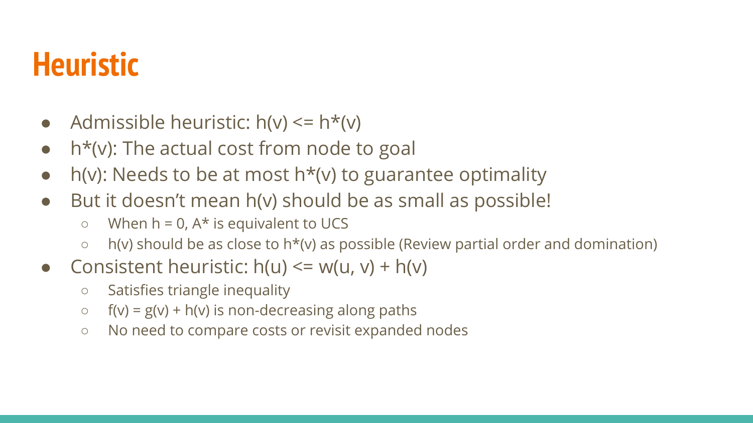# Heuristic

- Admissible heuristic: $h(v) \le h^*(v)$
- $h^*(v)$: The actual cost from node to goal
- $h(v)$: Needs to be at most $h^*(v)$ to guarantee optimality
- But it doesn't mean $h(v)$ should be as small as possible!
  - When $h = 0$, A* is equivalent to UCS
  - $h(v)$ should be as close to $h^*(v)$ as possible (Review partial order and domination)
- Consistent heuristic: $h(u) \le w(u, v) + h(v)$
  - Satisfies triangle inequality
  - $f(v) = g(v) + h(v)$ is non-decreasing along paths
  - No need to compare costs or revisit expanded nodes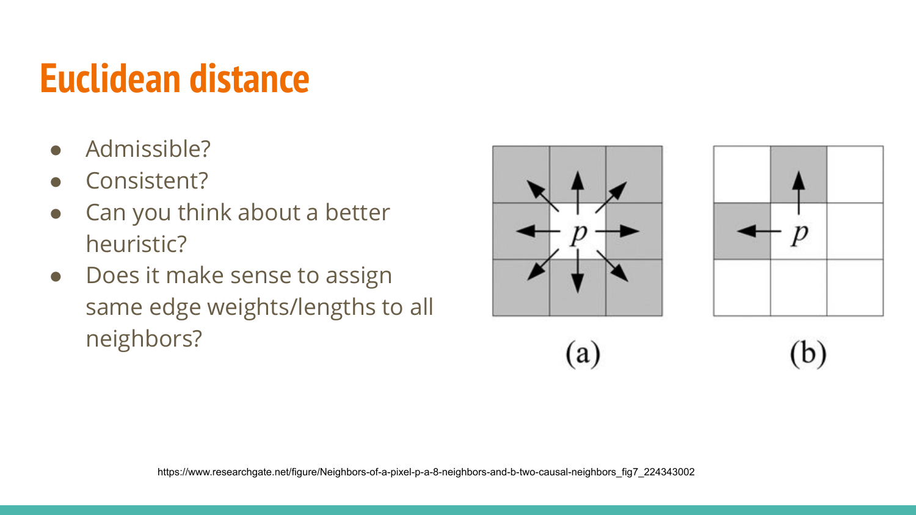# Euclidean distance

- Admissible?
- Consistent?
- Can you think about a better heuristic?
- Does it make sense to assign same edge weights/lengths to all neighbors?

(a)

(b)

https://www.researchgate.net/figure/Neighbors-of-a-pixel-p-a-8-neighbors-and-b-two-causal-neighbors_fig7_224343002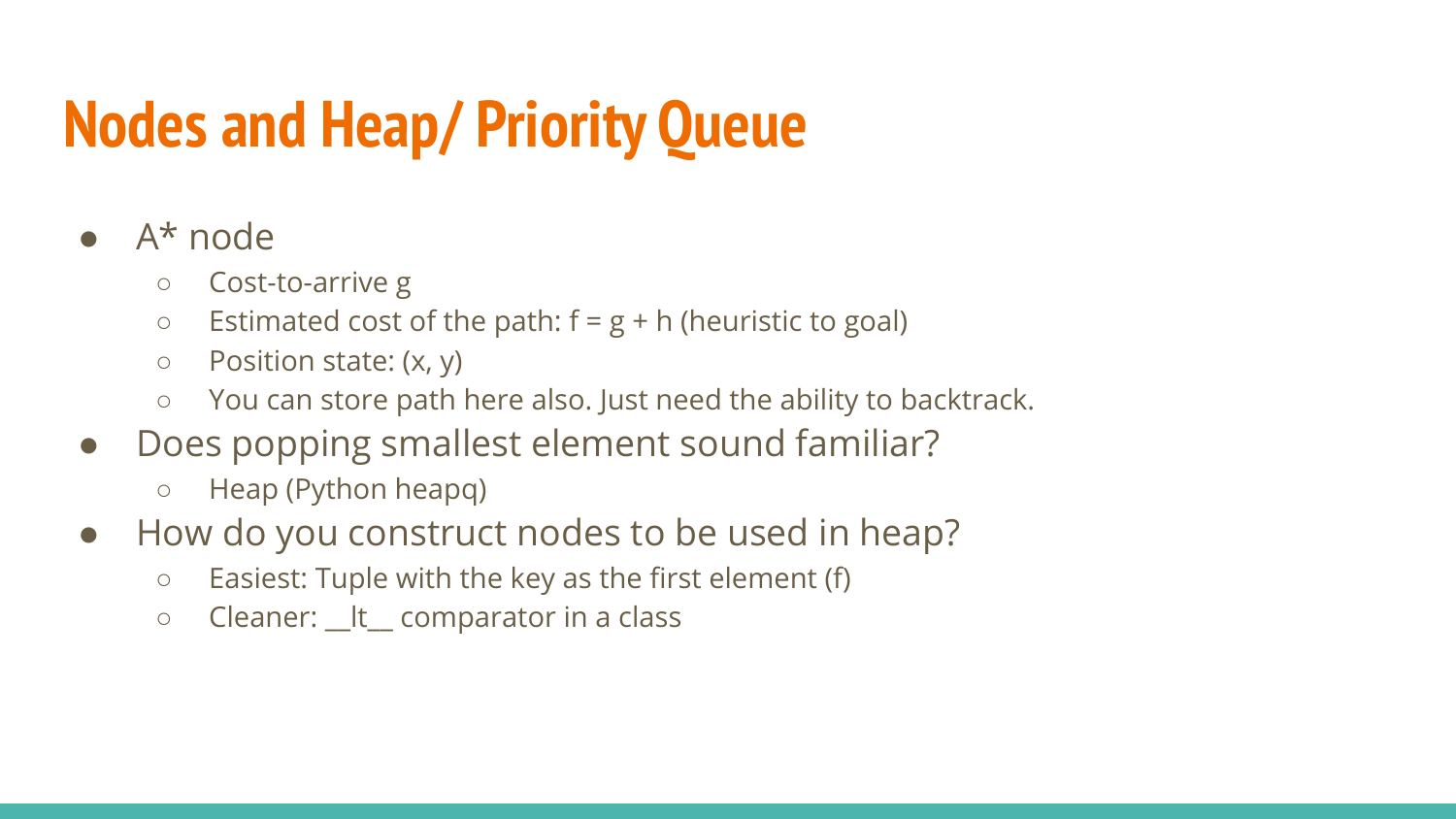# Nodes and Heap/ Priority Queue

- A* node
  - Cost-to-arrive g
  - Estimated cost of the path: $f = g + h$ (heuristic to goal)
  - Position state: $(x, y)$
  - You can store path here also. Just need the ability to backtrack.
- Does popping smallest element sound familiar?
  - Heap (Python heapq)
- How do you construct nodes to be used in heap?
  - Easiest: Tuple with the key as the first element (f)
  - Cleaner: `__lt__` comparator in a class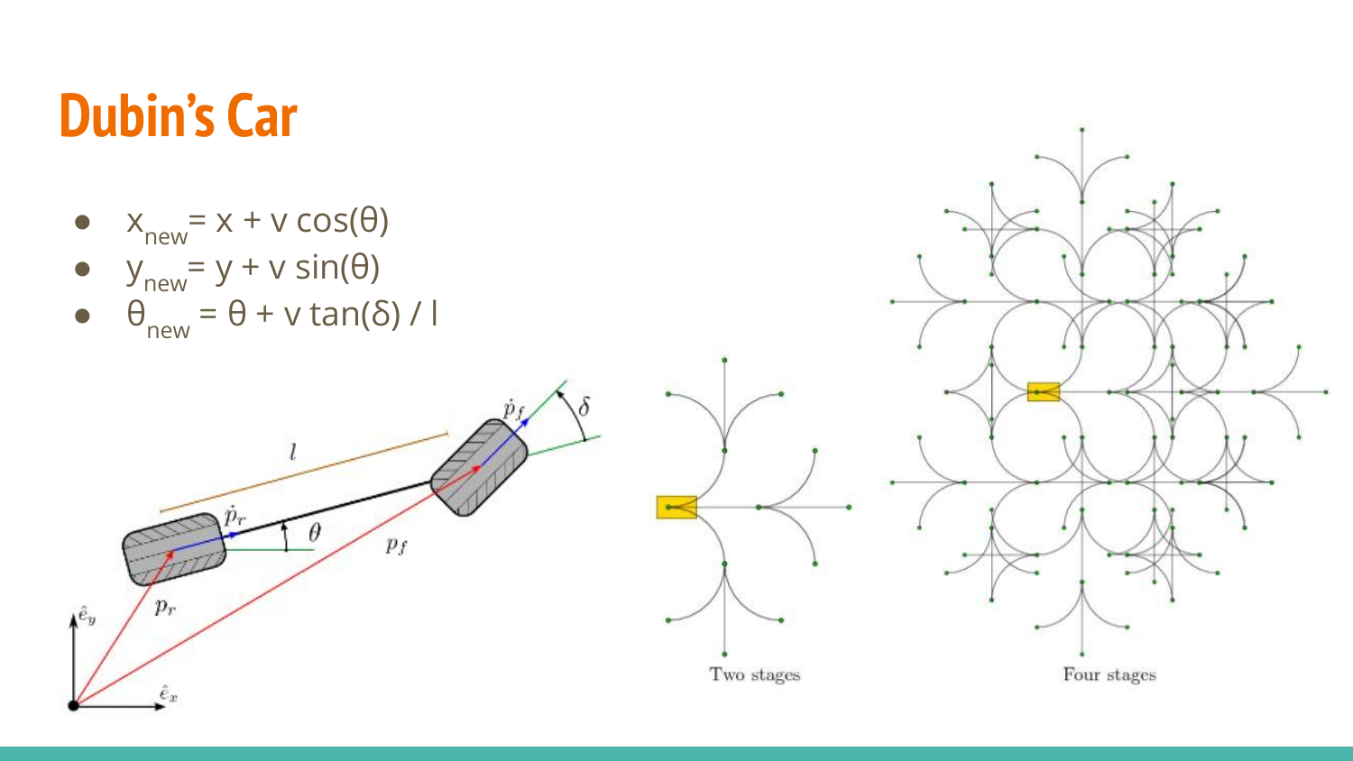# Dubin's Car

- $x_{new} = x + v\cos(\theta)$
- $y_{new} = y + v\sin(\theta)$
- $\theta_{new} = \theta + v\tan(\delta) / l$

Two stages

Four stages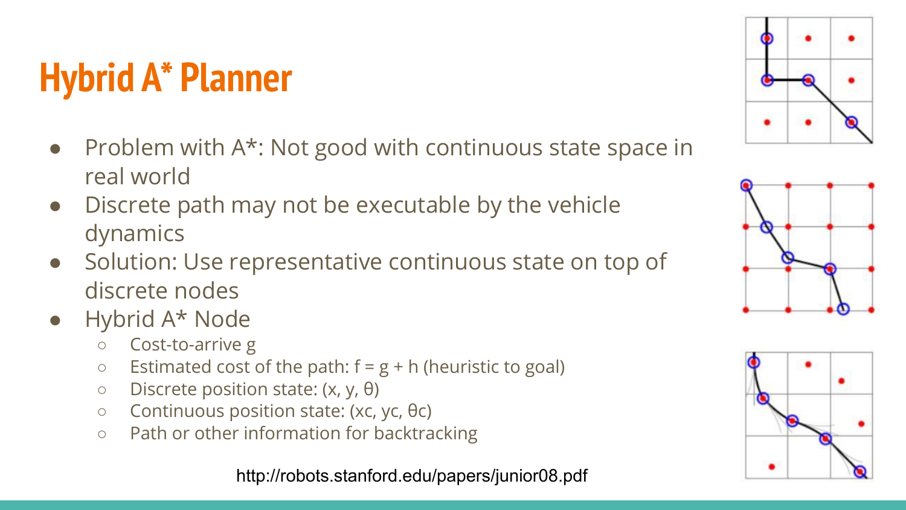# Hybrid A* Planner

- Problem with A*: Not good with continuous state space in real world
- Discrete path may not be executable by the vehicle dynamics
- Solution: Use representative continuous state on top of discrete nodes
- Hybrid A* Node
  - Cost-to-arrive g
  - Estimated cost of the path: $f = g + h$ (heuristic to goal)
  - Discrete position state: $(x, y, \theta)$
  - Continuous position state: $(xc, yc, \theta c)$
  - Path or other information for backtracking

http://robots.stanford.edu/papers/junior08.pdf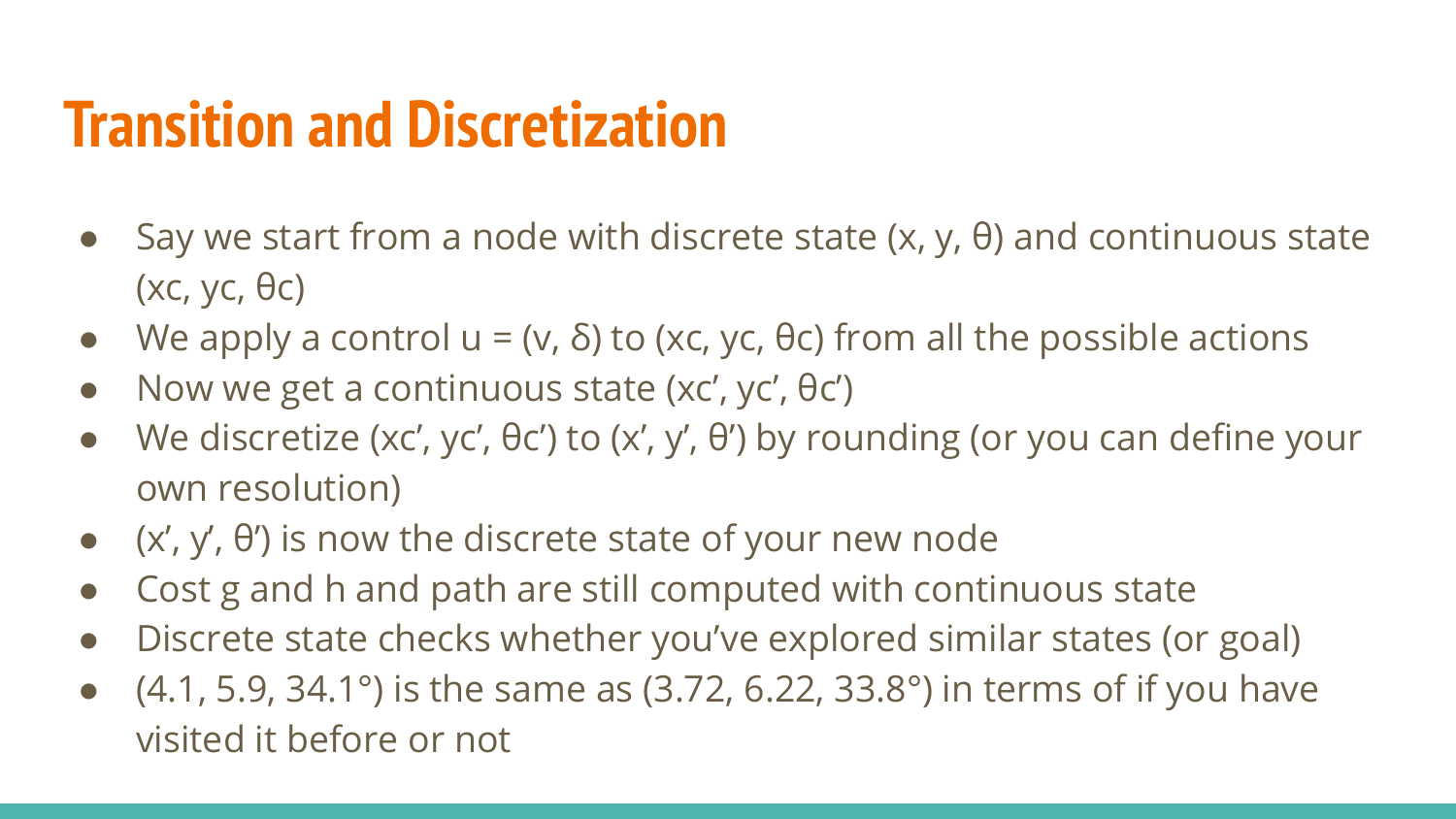# Transition and Discretization

- Say we start from a node with discrete state (x, y, θ) and continuous state (xc, yc, θc)
- We apply a control u = (v, δ) to (xc, yc, θc) from all the possible actions
- Now we get a continuous state (xc', yc', θc')
- We discretize (xc', yc', θc') to (x', y', θ') by rounding (or you can define your own resolution)
- (x', y', θ') is now the discrete state of your new node
- Cost g and h and path are still computed with continuous state
- Discrete state checks whether you've explored similar states (or goal)
- (4.1, 5.9, 34.1°) is the same as (3.72, 6.22, 33.8°) in terms of if you have visited it before or not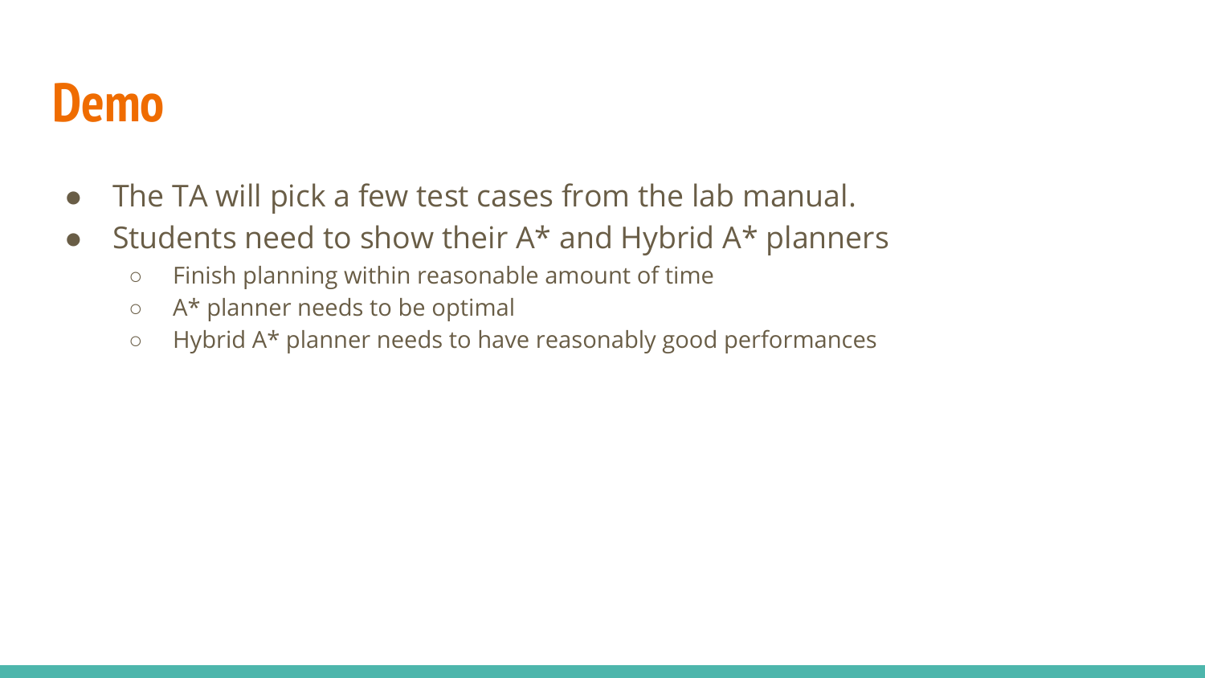# Demo

- The TA will pick a few test cases from the lab manual.
- Students need to show their A* and Hybrid A* planners
  - Finish planning within reasonable amount of time
  - A* planner needs to be optimal
  - Hybrid A* planner needs to have reasonably good performances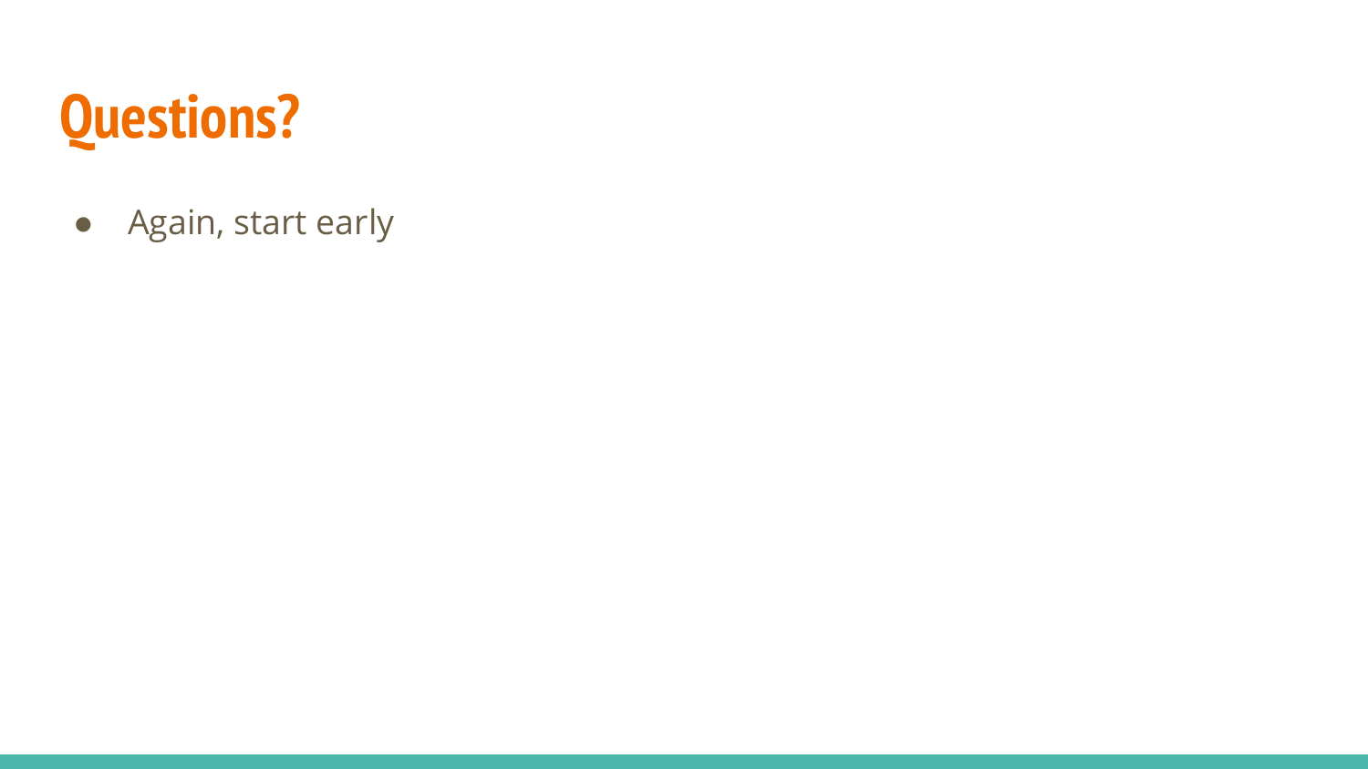# Questions?

- Again, start early